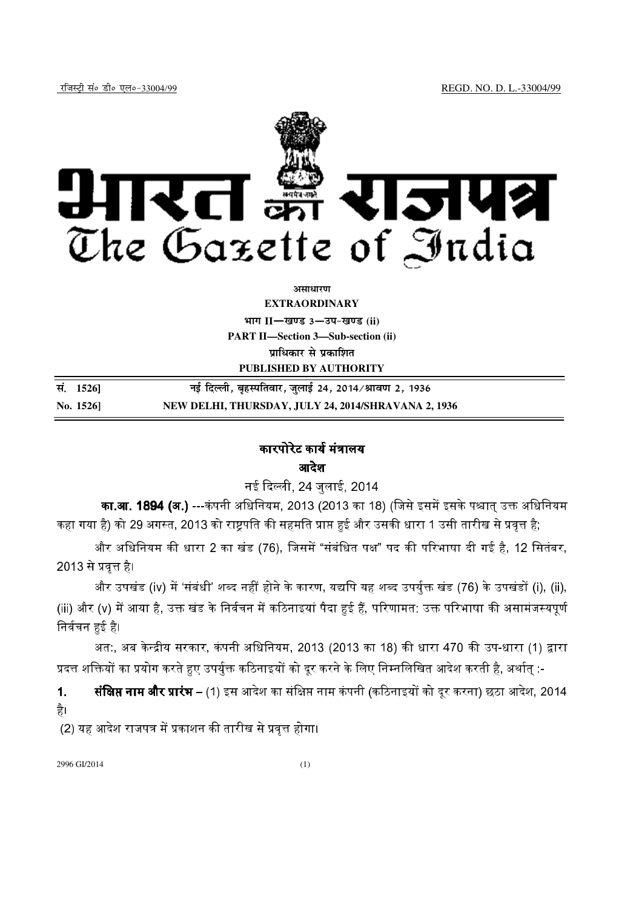रजिस्ट्री सं० डी० एल०-33004/99 REGD. NO. D. L.-33004/99

# भारत का राजपत्र
# The Gazette of India

**असाधारण**
**EXTRAORDINARY**
**भाग II—खण्ड 3—उप-खण्ड (ii)**
**PART II—Section 3—Sub-section (ii)**
**प्राधिकार से प्रकाशित**
**PUBLISHED BY AUTHORITY**

| सं. 1526] | नई दिल्ली, बृहस्पतिवार, जुलाई 24, 2014/श्रावण 2, 1936 |
|---|---|
| **No. 1526]** | **NEW DELHI, THURSDAY, JULY 24, 2014/SHRAVANA 2, 1936** |

## कारपोरेट कार्य मंत्रालय

## आदेश

नई दिल्ली, 24 जुलाई, 2014

**का.आ. 1894 (अ.)** ---कंपनी अधिनियम, 2013 (2013 का 18) (जिसे इसमें इसके पश्चात् उक्त अधिनियम कहा गया है) को 29 अगस्त, 2013 को राष्ट्रपति की सहमति प्राप्त हुई और उसकी धारा 1 उसी तारीख से प्रवृत्त है;

और अधिनियम की धारा 2 का खंड (76), जिसमें "संबंधित पक्ष" पद की परिभाषा दी गई है, 12 सितंबर, 2013 से प्रवृत्त है।

और उपखंड (iv) में 'संबंधी' शब्द नहीं होने के कारण, यद्यपि यह शब्द उपर्युक्त खंड (76) के उपखंडों (i), (ii), (iii) और (v) में आया है, उक्त खंड के निर्वचन में कठिनाइयां पैदा हुई हैं, परिणामत: उक्त परिभाषा की असामंजस्यपूर्ण निर्वचन हुई है।

अत:, अब केन्द्रीय सरकार, कंपनी अधिनियम, 2013 (2013 का 18) की धारा 470 की उप-धारा (1) द्वारा प्रदत्त शक्तियों का प्रयोग करते हुए उपर्युक्त कठिनाइयों को दूर करने के लिए निम्नलिखित आदेश करती है, अर्थात् :-

**1. संक्षिप्त नाम और प्रारंभ** – (1) इस आदेश का संक्षिप्त नाम कंपनी (कठिनाइयों को दूर करना) छठा आदेश, 2014 है।

(2) यह आदेश राजपत्र में प्रकाशन की तारीख से प्रवृत्त होगा।

2996 GI/2014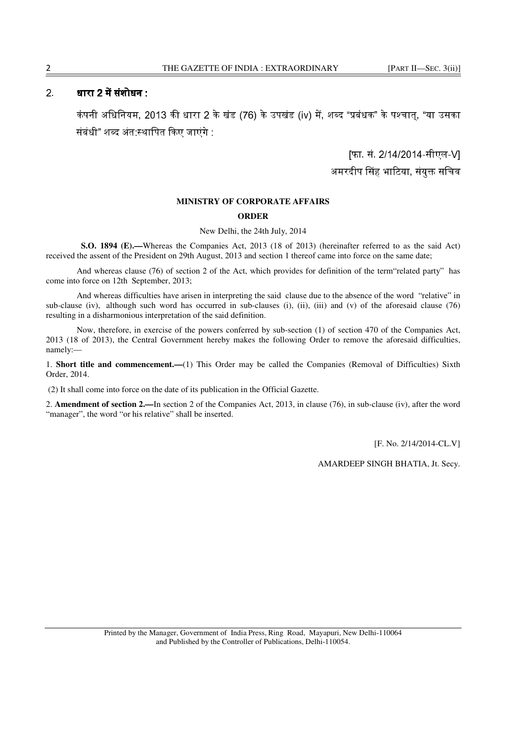2. **धारा 2 में संशोधन :**

कंपनी अधिनियम, 2013 की धारा 2 के खंड (76) के उपखंड (iv) में, शब्द "प्रबंधक" के पश्चात्, "या उसका संबंधी" शब्द अंत:स्थापित किए जाएंगे :

[फा. सं. 2/14/2014-सीएल-V]

अमरदीप सिंह भाटिया, संयुक्त सचिव

**MINISTRY OF CORPORATE AFFAIRS**

**ORDER**

New Delhi, the 24th July, 2014

**S.O. 1894 (E).—**Whereas the Companies Act, 2013 (18 of 2013) (hereinafter referred to as the said Act) received the assent of the President on 29th August, 2013 and section 1 thereof came into force on the same date;

And whereas clause (76) of section 2 of the Act, which provides for definition of the term"related party" has come into force on 12th September, 2013;

And whereas difficulties have arisen in interpreting the said clause due to the absence of the word "relative" in sub-clause (iv), although such word has occurred in sub-clauses (i), (ii), (iii) and (v) of the aforesaid clause (76) resulting in a disharmonious interpretation of the said definition.

Now, therefore, in exercise of the powers conferred by sub-section (1) of section 470 of the Companies Act, 2013 (18 of 2013), the Central Government hereby makes the following Order to remove the aforesaid difficulties, namely:—

1. **Short title and commencement.—**(1) This Order may be called the Companies (Removal of Difficulties) Sixth Order, 2014.

(2) It shall come into force on the date of its publication in the Official Gazette.

2. **Amendment of section 2.—**In section 2 of the Companies Act, 2013, in clause (76), in sub-clause (iv), after the word "manager", the word "or his relative" shall be inserted.

[F. No. 2/14/2014-CL.V]

AMARDEEP SINGH BHATIA, Jt. Secy.

Printed by the Manager, Government of India Press, Ring Road, Mayapuri, New Delhi-110064
and Published by the Controller of Publications, Delhi-110054.